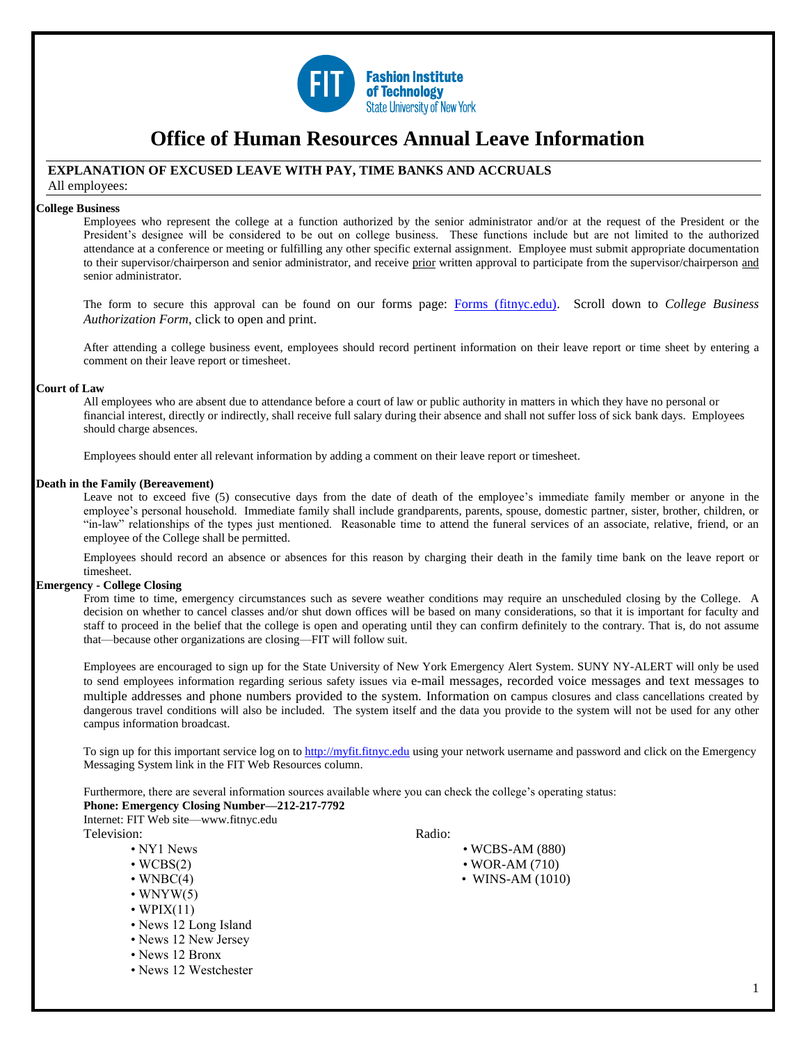# Office of Human Resources Annual Leave Information

## EXPLANATION OF EXCUSED LEAVE WITH PAY, TIME BANKS AND ACCRUALS

All employees:

**College Business**

Employees who represent the college at a function authorized by the senior administrator and/or at the request of the President or the President's designee will be considered to be out on college business. These functions include but are not limited to the authorized attendance at a conference or meeting or fulfilling any other specific external assignment. Employee must submit appropriate documentation to their supervisor/chairperson and senior administrator, and receive prior written approval to participate from the supervisor/chairperson and senior administrator.

The form to secure this approval can be found on our forms page: [Forms (fitnyc.edu)](Forms (fitnyc.edu)). Scroll down to *College Business Authorization Form*, click to open and print.

After attending a college business event, employees should record pertinent information on their leave report or time sheet by entering a comment on their leave report or timesheet.

**Court of Law**

All employees who are absent due to attendance before a court of law or public authority in matters in which they have no personal or financial interest, directly or indirectly, shall receive full salary during their absence and shall not suffer loss of sick bank days. Employees should charge absences.

Employees should enter all relevant information by adding a comment on their leave report or timesheet.

**Death in the Family (Bereavement)**

Leave not to exceed five (5) consecutive days from the date of death of the employee's immediate family member or anyone in the employee's personal household. Immediate family shall include grandparents, parents, spouse, domestic partner, sister, brother, children, or "in-law" relationships of the types just mentioned. Reasonable time to attend the funeral services of an associate, relative, friend, or an employee of the College shall be permitted.

Employees should record an absence or absences for this reason by charging their death in the family time bank on the leave report or timesheet.

**Emergency - College Closing**

From time to time, emergency circumstances such as severe weather conditions may require an unscheduled closing by the College. A decision on whether to cancel classes and/or shut down offices will be based on many considerations, so that it is important for faculty and staff to proceed in the belief that the college is open and operating until they can confirm definitely to the contrary. That is, do not assume that—because other organizations are closing—FIT will follow suit.

Employees are encouraged to sign up for the State University of New York Emergency Alert System. SUNY NY-ALERT will only be used to send employees information regarding serious safety issues via e-mail messages, recorded voice messages and text messages to multiple addresses and phone numbers provided to the system. Information on campus closures and class cancellations created by dangerous travel conditions will also be included. The system itself and the data you provide to the system will not be used for any other campus information broadcast.

To sign up for this important service log on to [http://myfit.fitnyc.edu](http://myfit.fitnyc.edu) using your network username and password and click on the Emergency Messaging System link in the FIT Web Resources column.

Furthermore, there are several information sources available where you can check the college's operating status:

**Phone: Emergency Closing Number—212-217-7792**

Internet: FIT Web site—www.fitnyc.edu

Television:

- NY1 News
- WCBS(2)
- WNBC(4)
- WNYW(5)
- WPIX(11)
- News 12 Long Island
- News 12 New Jersey
- News 12 Bronx
- News 12 Westchester

Radio:

- WCBS-AM (880)
- WOR-AM (710)
- WINS-AM (1010)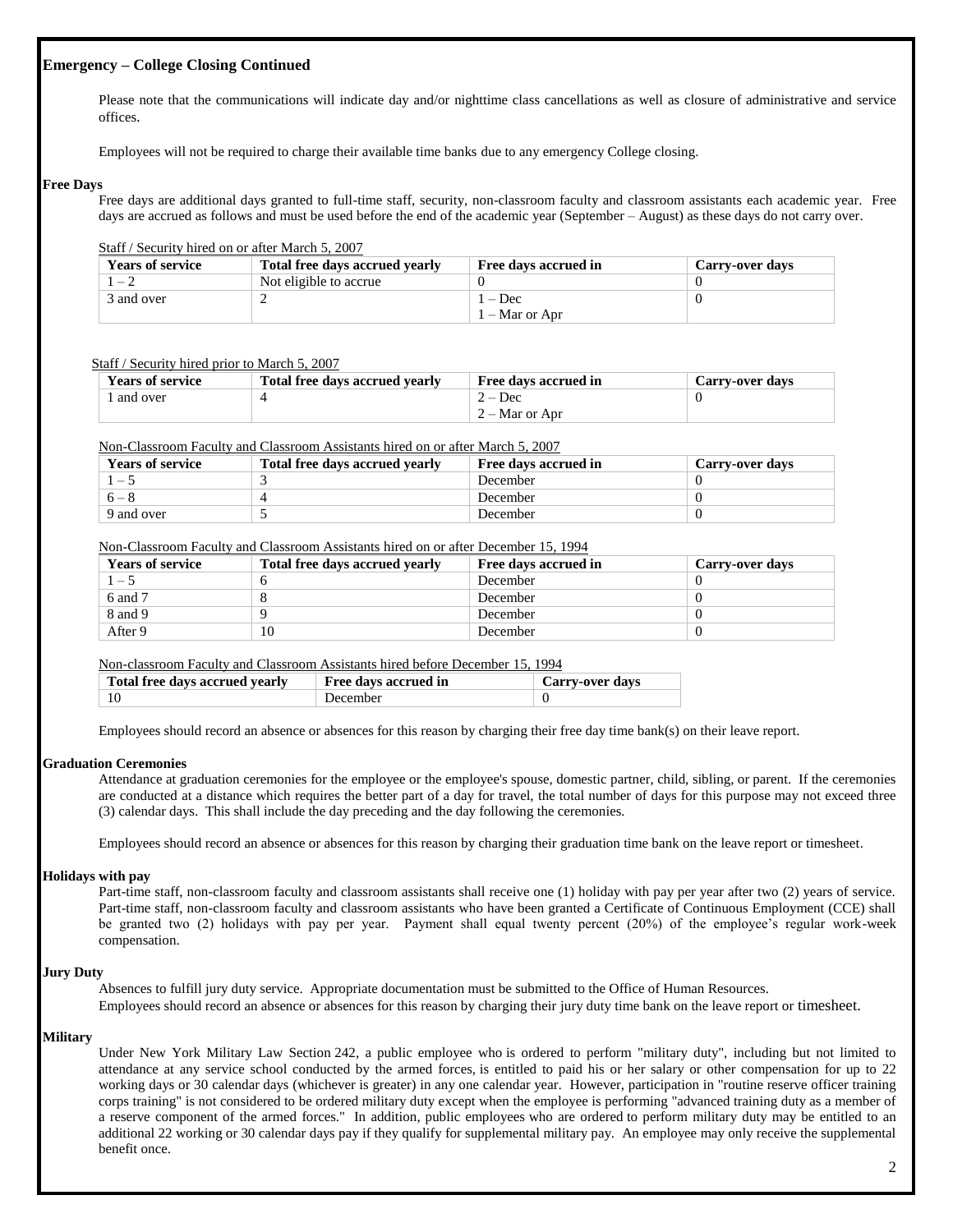### Emergency – College Closing Continued

Please note that the communications will indicate day and/or nighttime class cancellations as well as closure of administrative and service offices.

Employees will not be required to charge their available time banks due to any emergency College closing.

### Free Days

Free days are additional days granted to full-time staff, security, non-classroom faculty and classroom assistants each academic year. Free days are accrued as follows and must be used before the end of the academic year (September – August) as these days do not carry over.

Staff / Security hired on or after March 5, 2007

| Years of service | Total free days accrued yearly | Free days accrued in | Carry-over days |
|---|---|---|---|
| 1 – 2 | Not eligible to accrue | 0 | 0 |
| 3 and over | 2 | 1 – Dec<br>1 – Mar or Apr | 0 |

Staff / Security hired prior to March 5, 2007

| Years of service | Total free days accrued yearly | Free days accrued in | Carry-over days |
|---|---|---|---|
| 1 and over | 4 | 2 – Dec<br>2 – Mar or Apr | 0 |

Non-Classroom Faculty and Classroom Assistants hired on or after March 5, 2007

| Years of service | Total free days accrued yearly | Free days accrued in | Carry-over days |
|---|---|---|---|
| 1 – 5 | 3 | December | 0 |
| 6 – 8 | 4 | December | 0 |
| 9 and over | 5 | December | 0 |

Non-Classroom Faculty and Classroom Assistants hired on or after December 15, 1994

| Years of service | Total free days accrued yearly | Free days accrued in | Carry-over days |
|---|---|---|---|
| 1 – 5 | 6 | December | 0 |
| 6 and 7 | 8 | December | 0 |
| 8 and 9 | 9 | December | 0 |
| After 9 | 10 | December | 0 |

Non-classroom Faculty and Classroom Assistants hired before December 15, 1994

| Total free days accrued yearly | Free days accrued in | Carry-over days |
|---|---|---|
| 10 | December | 0 |

Employees should record an absence or absences for this reason by charging their free day time bank(s) on their leave report.

### Graduation Ceremonies

Attendance at graduation ceremonies for the employee or the employee's spouse, domestic partner, child, sibling, or parent. If the ceremonies are conducted at a distance which requires the better part of a day for travel, the total number of days for this purpose may not exceed three (3) calendar days. This shall include the day preceding and the day following the ceremonies.

Employees should record an absence or absences for this reason by charging their graduation time bank on the leave report or timesheet.

### Holidays with pay

Part-time staff, non-classroom faculty and classroom assistants shall receive one (1) holiday with pay per year after two (2) years of service. Part-time staff, non-classroom faculty and classroom assistants who have been granted a Certificate of Continuous Employment (CCE) shall be granted two (2) holidays with pay per year. Payment shall equal twenty percent (20%) of the employee's regular work-week compensation.

### Jury Duty

Absences to fulfill jury duty service. Appropriate documentation must be submitted to the Office of Human Resources.

Employees should record an absence or absences for this reason by charging their jury duty time bank on the leave report or timesheet.

### Military

Under New York Military Law Section 242, a public employee who is ordered to perform "military duty", including but not limited to attendance at any service school conducted by the armed forces, is entitled to paid his or her salary or other compensation for up to 22 working days or 30 calendar days (whichever is greater) in any one calendar year. However, participation in "routine reserve officer training corps training" is not considered to be ordered military duty except when the employee is performing "advanced training duty as a member of a reserve component of the armed forces." In addition, public employees who are ordered to perform military duty may be entitled to an additional 22 working or 30 calendar days pay if they qualify for supplemental military pay. An employee may only receive the supplemental benefit once.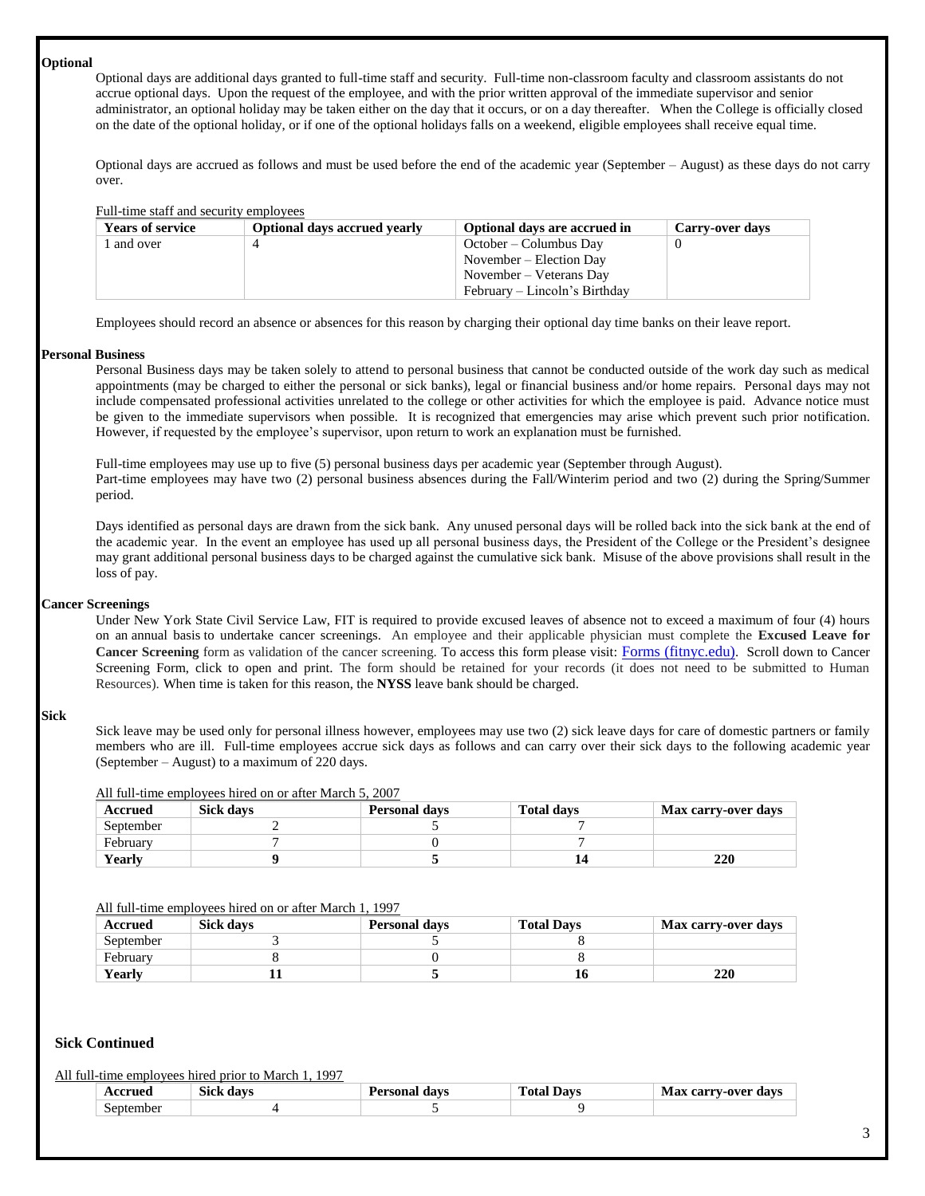**Optional**

Optional days are additional days granted to full-time staff and security. Full-time non-classroom faculty and classroom assistants do not accrue optional days. Upon the request of the employee, and with the prior written approval of the immediate supervisor and senior administrator, an optional holiday may be taken either on the day that it occurs, or on a day thereafter. When the College is officially closed on the date of the optional holiday, or if one of the optional holidays falls on a weekend, eligible employees shall receive equal time.

Optional days are accrued as follows and must be used before the end of the academic year (September – August) as these days do not carry over.

Full-time staff and security employees

| Years of service | Optional days accrued yearly | Optional days are accrued in | Carry-over days |
|---|---|---|---|
| 1 and over | 4 | October – Columbus Day<br>November – Election Day<br>November – Veterans Day<br>February – Lincoln's Birthday | 0 |

Employees should record an absence or absences for this reason by charging their optional day time banks on their leave report.

**Personal Business**

Personal Business days may be taken solely to attend to personal business that cannot be conducted outside of the work day such as medical appointments (may be charged to either the personal or sick banks), legal or financial business and/or home repairs. Personal days may not include compensated professional activities unrelated to the college or other activities for which the employee is paid. Advance notice must be given to the immediate supervisors when possible. It is recognized that emergencies may arise which prevent such prior notification. However, if requested by the employee's supervisor, upon return to work an explanation must be furnished.

Full-time employees may use up to five (5) personal business days per academic year (September through August).
Part-time employees may have two (2) personal business absences during the Fall/Winterim period and two (2) during the Spring/Summer period.

Days identified as personal days are drawn from the sick bank. Any unused personal days will be rolled back into the sick bank at the end of the academic year. In the event an employee has used up all personal business days, the President of the College or the President's designee may grant additional personal business days to be charged against the cumulative sick bank. Misuse of the above provisions shall result in the loss of pay.

**Cancer Screenings**

Under New York State Civil Service Law, FIT is required to provide excused leaves of absence not to exceed a maximum of four (4) hours on an annual basis to undertake cancer screenings. An employee and their applicable physician must complete the **Excused Leave for Cancer Screening** form as validation of the cancer screening. To access this form please visit: Forms (fitnyc.edu). Scroll down to Cancer Screening Form, click to open and print. The form should be retained for your records (it does not need to be submitted to Human Resources). When time is taken for this reason, the **NYSS** leave bank should be charged.

**Sick**

Sick leave may be used only for personal illness however, employees may use two (2) sick leave days for care of domestic partners or family members who are ill. Full-time employees accrue sick days as follows and can carry over their sick days to the following academic year (September – August) to a maximum of 220 days.

All full-time employees hired on or after March 5, 2007

| Accrued | Sick days | Personal days | Total days | Max carry-over days |
|---|---|---|---|---|
| September | 2 | 5 | 7 | |
| February | 7 | 0 | 7 | |
| **Yearly** | **9** | **5** | **14** | **220** |

All full-time employees hired on or after March 1, 1997

| Accrued | Sick days | Personal days | Total Days | Max carry-over days |
|---|---|---|---|---|
| September | 3 | 5 | 8 | |
| February | 8 | 0 | 8 | |
| **Yearly** | **11** | **5** | **16** | **220** |

**Sick Continued**

All full-time employees hired prior to March 1, 1997

| Accrued | Sick days | Personal days | Total Days | Max carry-over days |
|---|---|---|---|---|
| September | 4 | 5 | 9 | |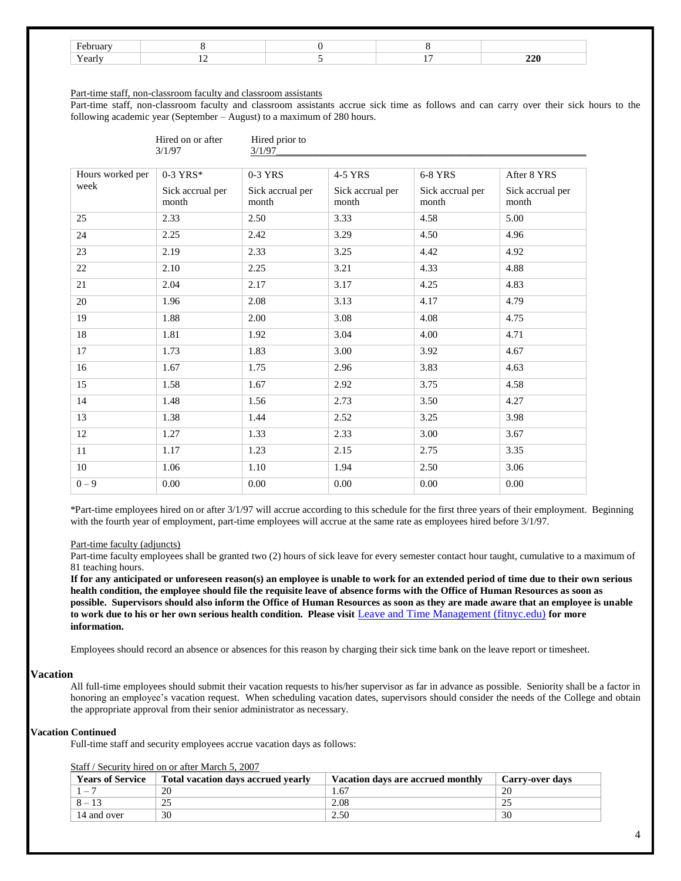| February | 8 | 0 | 8 | |
| --- | --- | --- | --- | --- |
| Yearly | 12 | 5 | 17 | **220** |

Part-time staff, non-classroom faculty and classroom assistants

Part-time staff, non-classroom faculty and classroom assistants accrue sick time as follows and can carry over their sick hours to the following academic year (September – August) to a maximum of 280 hours.

| | Hired on or after 3/1/97 | Hired prior to 3/1/97 | | | |
| --- | --- | --- | --- | --- | --- |
| Hours worked per week | 0-3 YRS* Sick accrual per month | 0-3 YRS Sick accrual per month | 4-5 YRS Sick accrual per month | 6-8 YRS Sick accrual per month | After 8 YRS Sick accrual per month |
| 25 | 2.33 | 2.50 | 3.33 | 4.58 | 5.00 |
| 24 | 2.25 | 2.42 | 3.29 | 4.50 | 4.96 |
| 23 | 2.19 | 2.33 | 3.25 | 4.42 | 4.92 |
| 22 | 2.10 | 2.25 | 3.21 | 4.33 | 4.88 |
| 21 | 2.04 | 2.17 | 3.17 | 4.25 | 4.83 |
| 20 | 1.96 | 2.08 | 3.13 | 4.17 | 4.79 |
| 19 | 1.88 | 2.00 | 3.08 | 4.08 | 4.75 |
| 18 | 1.81 | 1.92 | 3.04 | 4.00 | 4.71 |
| 17 | 1.73 | 1.83 | 3.00 | 3.92 | 4.67 |
| 16 | 1.67 | 1.75 | 2.96 | 3.83 | 4.63 |
| 15 | 1.58 | 1.67 | 2.92 | 3.75 | 4.58 |
| 14 | 1.48 | 1.56 | 2.73 | 3.50 | 4.27 |
| 13 | 1.38 | 1.44 | 2.52 | 3.25 | 3.98 |
| 12 | 1.27 | 1.33 | 2.33 | 3.00 | 3.67 |
| 11 | 1.17 | 1.23 | 2.15 | 2.75 | 3.35 |
| 10 | 1.06 | 1.10 | 1.94 | 2.50 | 3.06 |
| 0 – 9 | 0.00 | 0.00 | 0.00 | 0.00 | 0.00 |

*Part-time employees hired on or after 3/1/97 will accrue according to this schedule for the first three years of their employment. Beginning with the fourth year of employment, part-time employees will accrue at the same rate as employees hired before 3/1/97.

Part-time faculty (adjuncts)

Part-time faculty employees shall be granted two (2) hours of sick leave for every semester contact hour taught, cumulative to a maximum of 81 teaching hours.

**If for any anticipated or unforeseen reason(s) an employee is unable to work for an extended period of time due to their own serious health condition, the employee should file the requisite leave of absence forms with the Office of Human Resources as soon as possible. Supervisors should also inform the Office of Human Resources as soon as they are made aware that an employee is unable to work due to his or her own serious health condition. Please visit** Leave and Time Management (fitnyc.edu) **for more information.**

Employees should record an absence or absences for this reason by charging their sick time bank on the leave report or timesheet.

## Vacation

All full-time employees should submit their vacation requests to his/her supervisor as far in advance as possible. Seniority shall be a factor in honoring an employee's vacation request. When scheduling vacation dates, supervisors should consider the needs of the College and obtain the appropriate approval from their senior administrator as necessary.

## Vacation Continued

Full-time staff and security employees accrue vacation days as follows:

Staff / Security hired on or after March 5, 2007

| Years of Service | Total vacation days accrued yearly | Vacation days are accrued monthly | Carry-over days |
| --- | --- | --- | --- |
| 1 – 7 | 20 | 1.67 | 20 |
| 8 – 13 | 25 | 2.08 | 25 |
| 14 and over | 30 | 2.50 | 30 |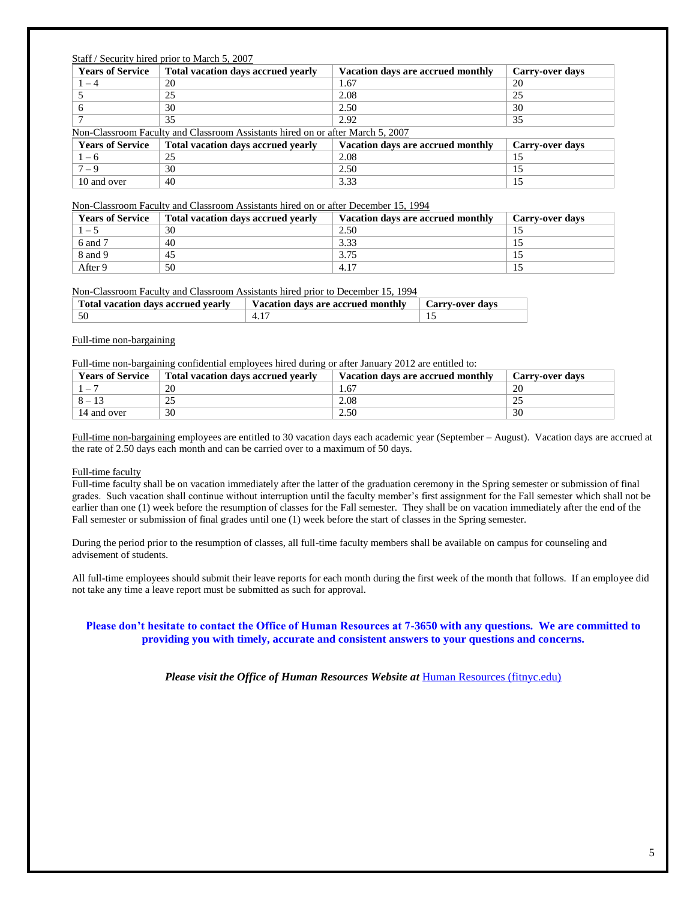Staff / Security hired prior to March 5, 2007

| Years of Service | Total vacation days accrued yearly | Vacation days are accrued monthly | Carry-over days |
|---|---|---|---|
| 1 – 4 | 20 | 1.67 | 20 |
| 5 | 25 | 2.08 | 25 |
| 6 | 30 | 2.50 | 30 |
| 7 | 35 | 2.92 | 35 |

Non-Classroom Faculty and Classroom Assistants hired on or after March 5, 2007

| Years of Service | Total vacation days accrued yearly | Vacation days are accrued monthly | Carry-over days |
|---|---|---|---|
| 1 – 6 | 25 | 2.08 | 15 |
| 7 – 9 | 30 | 2.50 | 15 |
| 10 and over | 40 | 3.33 | 15 |

Non-Classroom Faculty and Classroom Assistants hired on or after December 15, 1994

| Years of Service | Total vacation days accrued yearly | Vacation days are accrued monthly | Carry-over days |
|---|---|---|---|
| 1 – 5 | 30 | 2.50 | 15 |
| 6 and 7 | 40 | 3.33 | 15 |
| 8 and 9 | 45 | 3.75 | 15 |
| After 9 | 50 | 4.17 | 15 |

Non-Classroom Faculty and Classroom Assistants hired prior to December 15, 1994

| Total vacation days accrued yearly | Vacation days are accrued monthly | Carry-over days |
|---|---|---|
| 50 | 4.17 | 15 |

Full-time non-bargaining

Full-time non-bargaining confidential employees hired during or after January 2012 are entitled to:

| Years of Service | Total vacation days accrued yearly | Vacation days are accrued monthly | Carry-over days |
|---|---|---|---|
| 1 – 7 | 20 | 1.67 | 20 |
| 8 – 13 | 25 | 2.08 | 25 |
| 14 and over | 30 | 2.50 | 30 |

Full-time non-bargaining employees are entitled to 30 vacation days each academic year (September – August). Vacation days are accrued at the rate of 2.50 days each month and can be carried over to a maximum of 50 days.

Full-time faculty

Full-time faculty shall be on vacation immediately after the latter of the graduation ceremony in the Spring semester or submission of final grades. Such vacation shall continue without interruption until the faculty member's first assignment for the Fall semester which shall not be earlier than one (1) week before the resumption of classes for the Fall semester. They shall be on vacation immediately after the end of the Fall semester or submission of final grades until one (1) week before the start of classes in the Spring semester.

During the period prior to the resumption of classes, all full-time faculty members shall be available on campus for counseling and advisement of students.

All full-time employees should submit their leave reports for each month during the first week of the month that follows. If an employee did not take any time a leave report must be submitted as such for approval.

**Please don't hesitate to contact the Office of Human Resources at 7-3650 with any questions. We are committed to providing you with timely, accurate and consistent answers to your questions and concerns.**

***Please visit the Office of Human Resources Website at*** [Human Resources (fitnyc.edu)](Human Resources (fitnyc.edu))